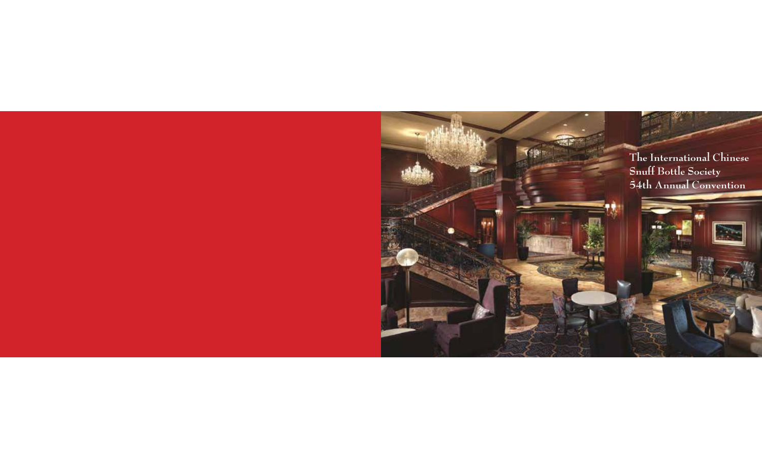# The International Chinese Snuff Bottle Society 54th Annual Convention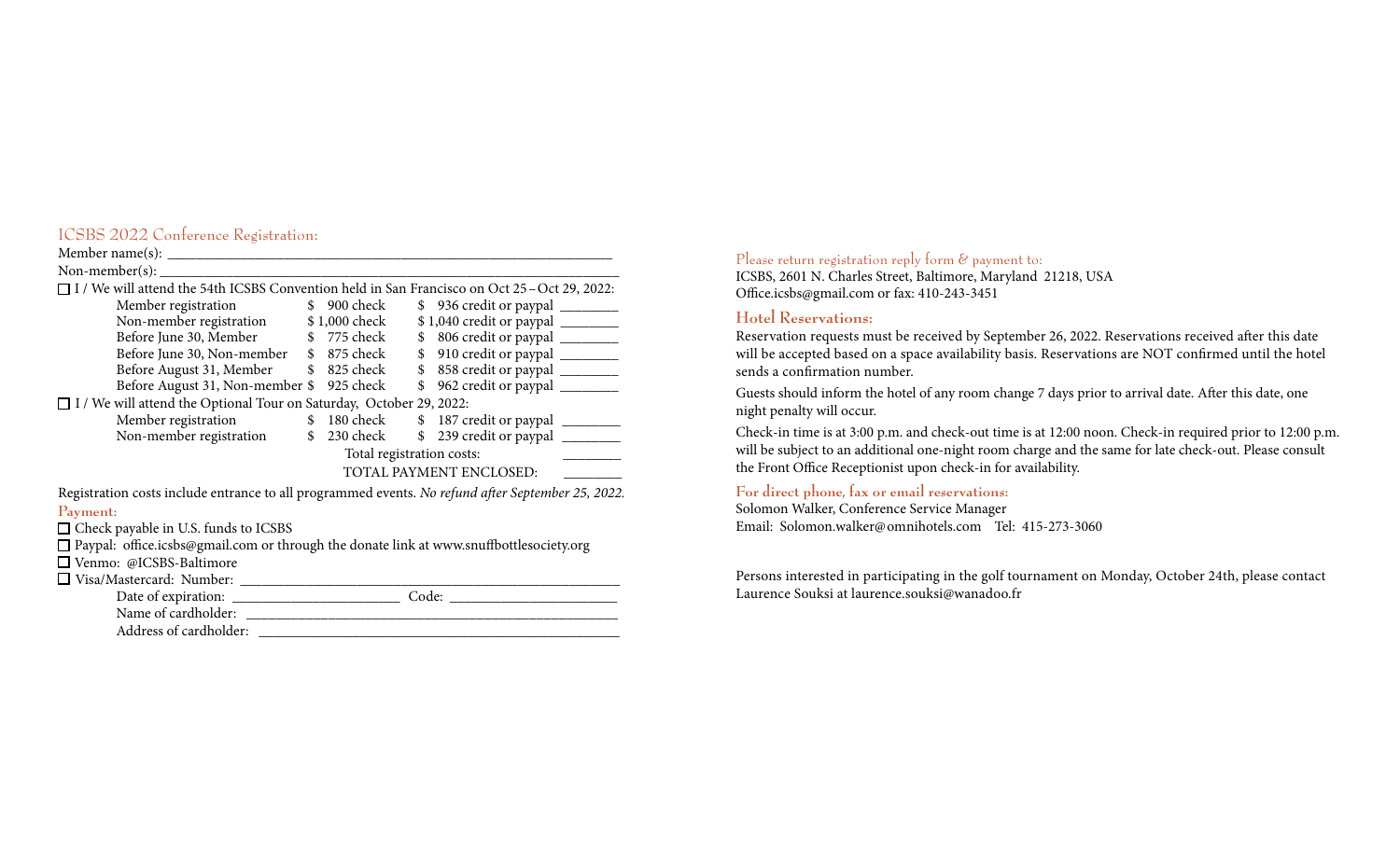## ICSBS 2022 Conference Registration:

Member name(s): ______________________________________________

Non-member(s): ______________________________________________

☐ I / We will attend the 54th ICSBS Convention held in San Francisco on Oct 25 – Oct 29, 2022:

| | | | |
|---|---|---|---|
| Member registration | $ 900 check | $ 936 credit or paypal | ________ |
| Non-member registration | $ 1,000 check | $ 1,040 credit or paypal | ________ |
| Before June 30, Member | $ 775 check | $ 806 credit or paypal | ________ |
| Before June 30, Non-member | $ 875 check | $ 910 credit or paypal | ________ |
| Before August 31, Member | $ 825 check | $ 858 credit or paypal | ________ |
| Before August 31, Non-member | $ 925 check | $ 962 credit or paypal | ________ |

☐ I / We will attend the Optional Tour on Saturday, October 29, 2022:

| | | | |
|---|---|---|---|
| Member registration | $ 180 check | $ 187 credit or paypal | ________ |
| Non-member registration | $ 230 check | $ 239 credit or paypal | ________ |
| | | Total registration costs: | ________ |
| | | TOTAL PAYMENT ENCLOSED: | ________ |

Registration costs include entrance to all programmed events. *No refund after September 25, 2022.*

### Payment:

☐ Check payable in U.S. funds to ICSBS

☐ Paypal: office.icsbs@gmail.com or through the donate link at www.snuffbottlesociety.org

☐ Venmo: @ICSBS-Baltimore

☐ Visa/Mastercard: Number: ______________________________________________

Date of expiration: ______________________ Code: ______________________

Name of cardholder: ______________________________________________

Address of cardholder: ______________________________________________

### Please return registration reply form & payment to:

ICSBS, 2601 N. Charles Street, Baltimore, Maryland 21218, USA

Office.icsbs@gmail.com or fax: 410-243-3451

### Hotel Reservations:

Reservation requests must be received by September 26, 2022. Reservations received after this date will be accepted based on a space availability basis. Reservations are NOT confirmed until the hotel sends a confirmation number.

Guests should inform the hotel of any room change 7 days prior to arrival date. After this date, one night penalty will occur.

Check-in time is at 3:00 p.m. and check-out time is at 12:00 noon. Check-in required prior to 12:00 p.m. will be subject to an additional one-night room charge and the same for late check-out. Please consult the Front Office Receptionist upon check-in for availability.

### For direct phone, fax or email reservations:

Solomon Walker, Conference Service Manager

Email: Solomon.walker@omnihotels.com Tel: 415-273-3060

Persons interested in participating in the golf tournament on Monday, October 24th, please contact Laurence Souksi at laurence.souksi@wanadoo.fr